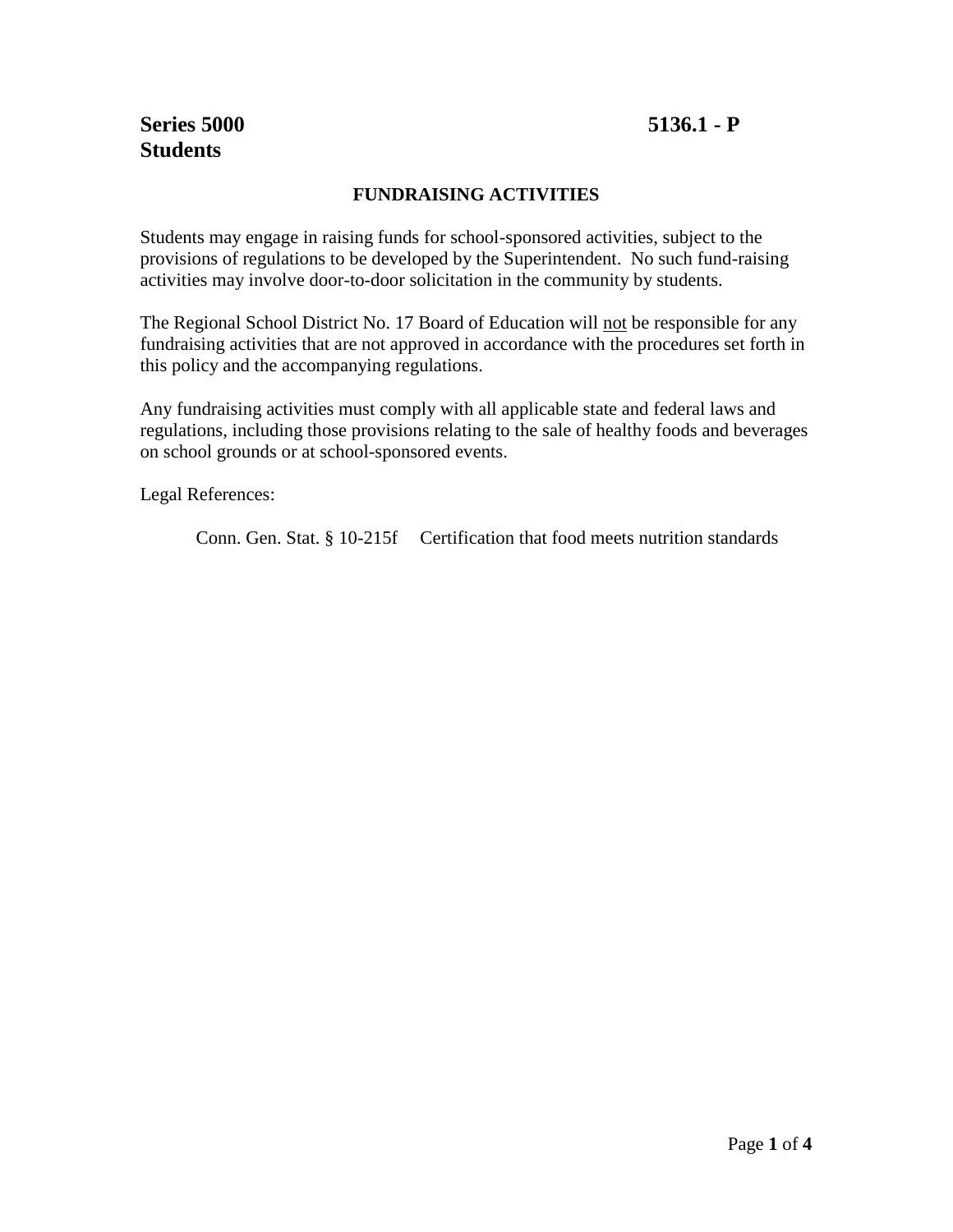**Series 5000**
**Students**

**5136.1 - P**

## FUNDRAISING ACTIVITIES

Students may engage in raising funds for school-sponsored activities, subject to the provisions of regulations to be developed by the Superintendent. No such fund-raising activities may involve door-to-door solicitation in the community by students.

The Regional School District No. 17 Board of Education will <u>not</u> be responsible for any fundraising activities that are not approved in accordance with the procedures set forth in this policy and the accompanying regulations.

Any fundraising activities must comply with all applicable state and federal laws and regulations, including those provisions relating to the sale of healthy foods and beverages on school grounds or at school-sponsored events.

Legal References:

Conn. Gen. Stat. § 10-215f Certification that food meets nutrition standards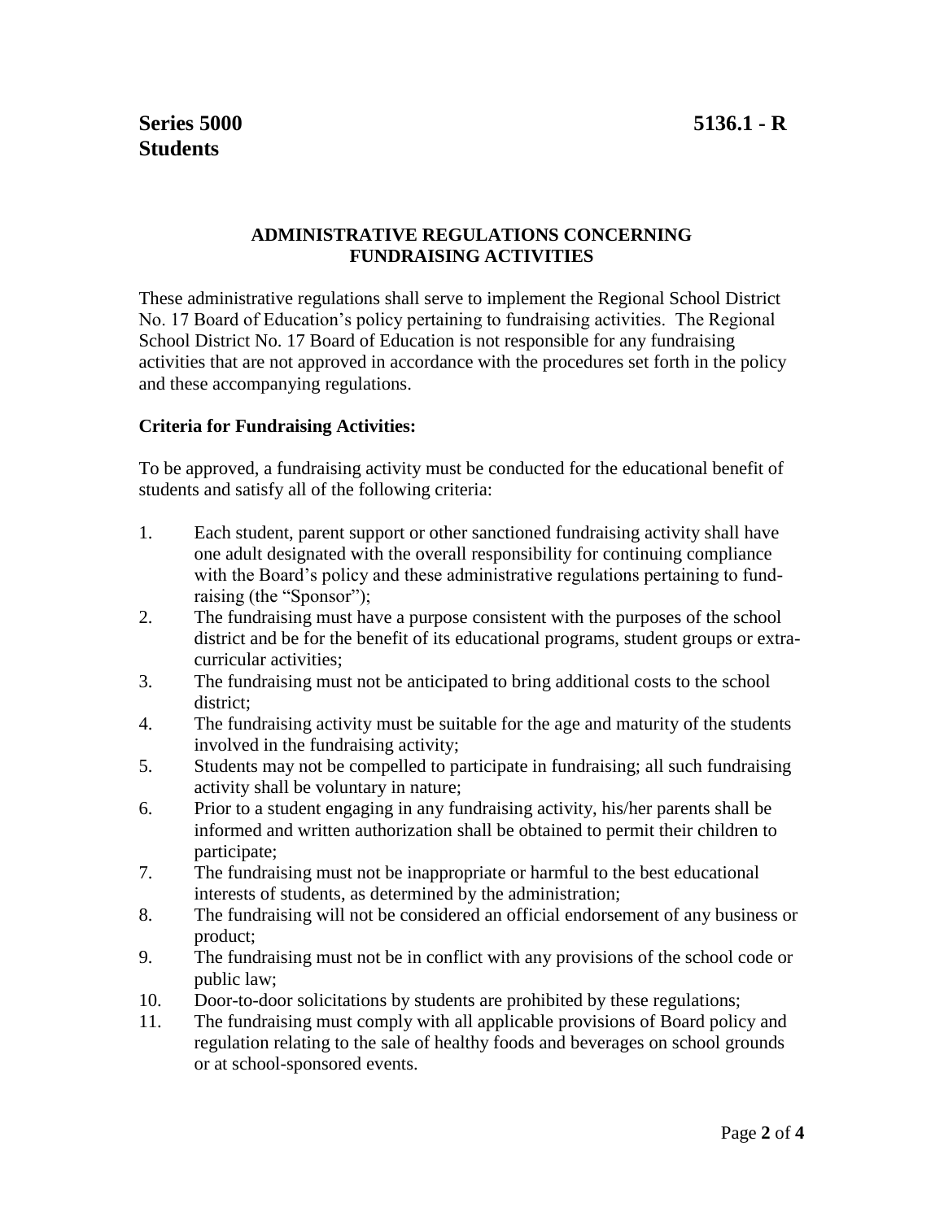**Series 5000 5136.1 - R**
**Students**

## ADMINISTRATIVE REGULATIONS CONCERNING FUNDRAISING ACTIVITIES

These administrative regulations shall serve to implement the Regional School District No. 17 Board of Education's policy pertaining to fundraising activities. The Regional School District No. 17 Board of Education is not responsible for any fundraising activities that are not approved in accordance with the procedures set forth in the policy and these accompanying regulations.

**Criteria for Fundraising Activities:**

To be approved, a fundraising activity must be conducted for the educational benefit of students and satisfy all of the following criteria:

1. Each student, parent support or other sanctioned fundraising activity shall have one adult designated with the overall responsibility for continuing compliance with the Board's policy and these administrative regulations pertaining to fund-raising (the "Sponsor");
2. The fundraising must have a purpose consistent with the purposes of the school district and be for the benefit of its educational programs, student groups or extra-curricular activities;
3. The fundraising must not be anticipated to bring additional costs to the school district;
4. The fundraising activity must be suitable for the age and maturity of the students involved in the fundraising activity;
5. Students may not be compelled to participate in fundraising; all such fundraising activity shall be voluntary in nature;
6. Prior to a student engaging in any fundraising activity, his/her parents shall be informed and written authorization shall be obtained to permit their children to participate;
7. The fundraising must not be inappropriate or harmful to the best educational interests of students, as determined by the administration;
8. The fundraising will not be considered an official endorsement of any business or product;
9. The fundraising must not be in conflict with any provisions of the school code or public law;
10. Door-to-door solicitations by students are prohibited by these regulations;
11. The fundraising must comply with all applicable provisions of Board policy and regulation relating to the sale of healthy foods and beverages on school grounds or at school-sponsored events.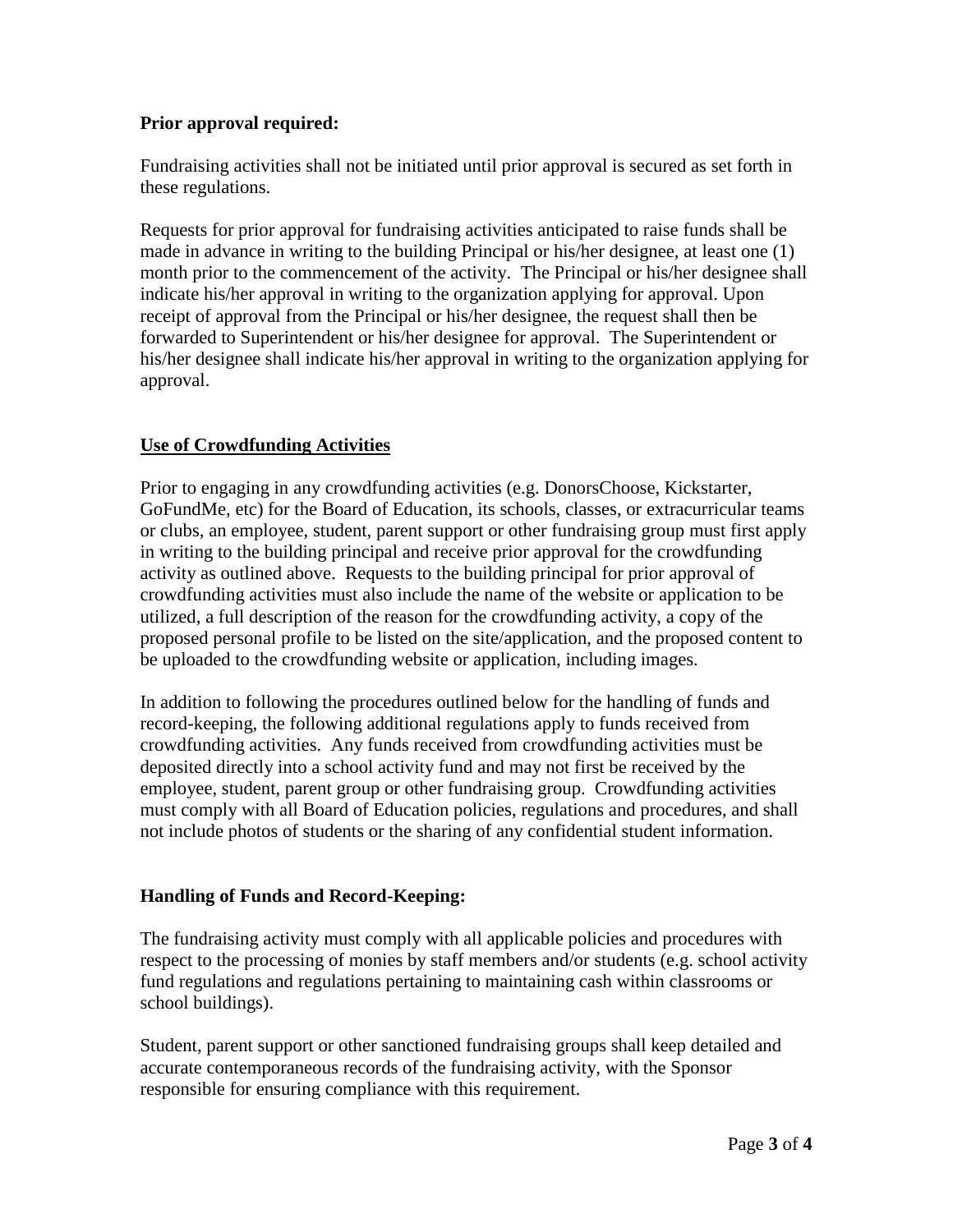**Prior approval required:**

Fundraising activities shall not be initiated until prior approval is secured as set forth in these regulations.

Requests for prior approval for fundraising activities anticipated to raise funds shall be made in advance in writing to the building Principal or his/her designee, at least one (1) month prior to the commencement of the activity. The Principal or his/her designee shall indicate his/her approval in writing to the organization applying for approval. Upon receipt of approval from the Principal or his/her designee, the request shall then be forwarded to Superintendent or his/her designee for approval. The Superintendent or his/her designee shall indicate his/her approval in writing to the organization applying for approval.

**Use of Crowdfunding Activities**

Prior to engaging in any crowdfunding activities (e.g. DonorsChoose, Kickstarter, GoFundMe, etc) for the Board of Education, its schools, classes, or extracurricular teams or clubs, an employee, student, parent support or other fundraising group must first apply in writing to the building principal and receive prior approval for the crowdfunding activity as outlined above. Requests to the building principal for prior approval of crowdfunding activities must also include the name of the website or application to be utilized, a full description of the reason for the crowdfunding activity, a copy of the proposed personal profile to be listed on the site/application, and the proposed content to be uploaded to the crowdfunding website or application, including images.

In addition to following the procedures outlined below for the handling of funds and record-keeping, the following additional regulations apply to funds received from crowdfunding activities. Any funds received from crowdfunding activities must be deposited directly into a school activity fund and may not first be received by the employee, student, parent group or other fundraising group. Crowdfunding activities must comply with all Board of Education policies, regulations and procedures, and shall not include photos of students or the sharing of any confidential student information.

**Handling of Funds and Record-Keeping:**

The fundraising activity must comply with all applicable policies and procedures with respect to the processing of monies by staff members and/or students (e.g. school activity fund regulations and regulations pertaining to maintaining cash within classrooms or school buildings).

Student, parent support or other sanctioned fundraising groups shall keep detailed and accurate contemporaneous records of the fundraising activity, with the Sponsor responsible for ensuring compliance with this requirement.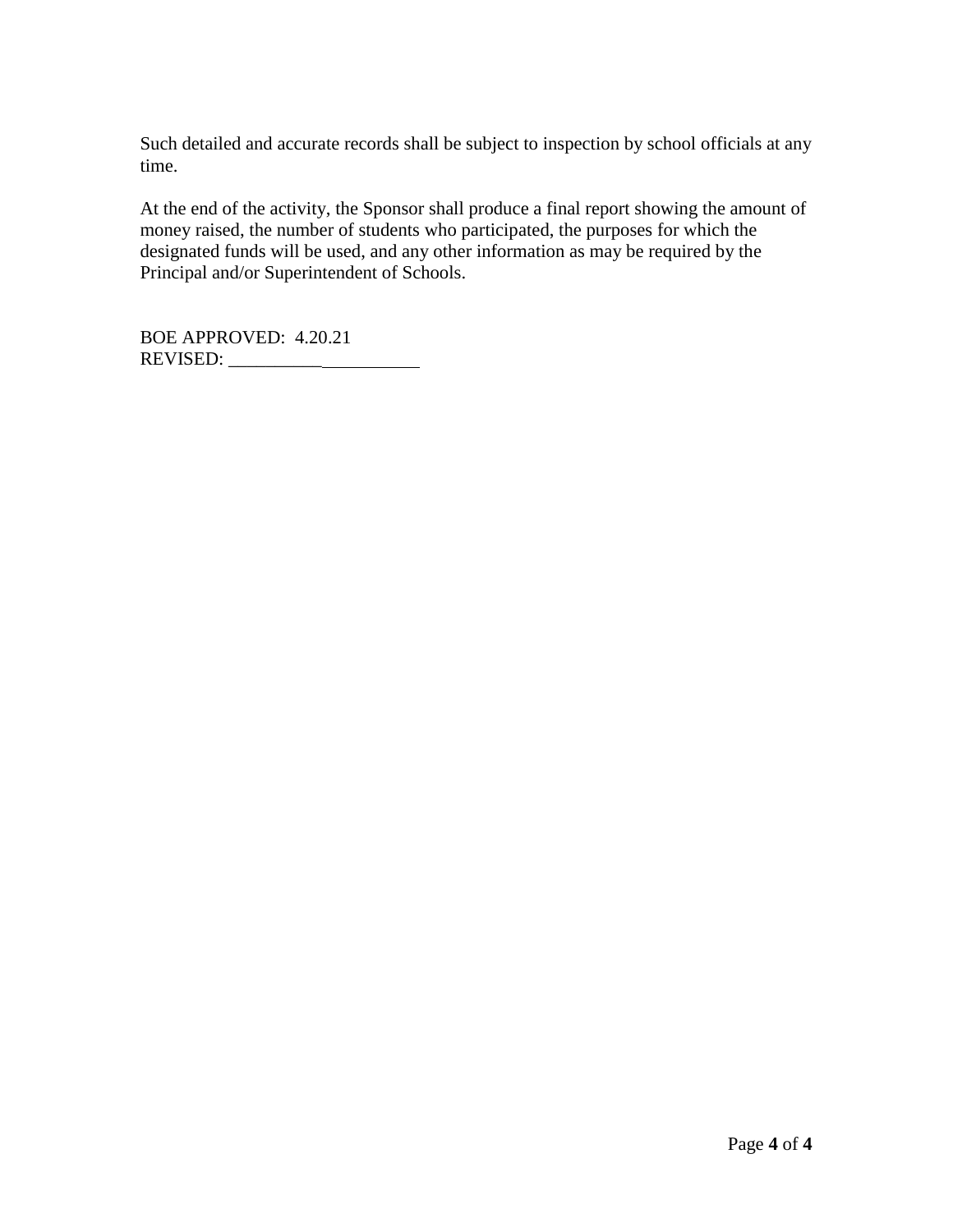Such detailed and accurate records shall be subject to inspection by school officials at any time.

At the end of the activity, the Sponsor shall produce a final report showing the amount of money raised, the number of students who participated, the purposes for which the designated funds will be used, and any other information as may be required by the Principal and/or Superintendent of Schools.

BOE APPROVED: 4.20.21
REVISED: ______________________